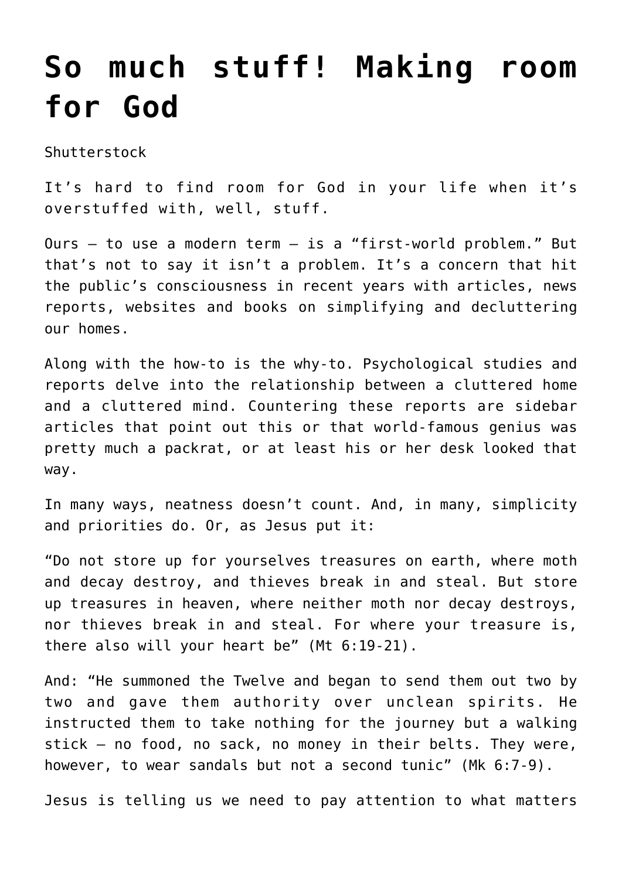# So much stuff! Making room for God

Shutterstock

It's hard to find room for God in your life when it's overstuffed with, well, stuff.

Ours – to use a modern term – is a "first-world problem." But that's not to say it isn't a problem. It's a concern that hit the public's consciousness in recent years with articles, news reports, websites and books on simplifying and decluttering our homes.

Along with the how-to is the why-to. Psychological studies and reports delve into the relationship between a cluttered home and a cluttered mind. Countering these reports are sidebar articles that point out this or that world-famous genius was pretty much a packrat, or at least his or her desk looked that way.

In many ways, neatness doesn't count. And, in many, simplicity and priorities do. Or, as Jesus put it:

"Do not store up for yourselves treasures on earth, where moth and decay destroy, and thieves break in and steal. But store up treasures in heaven, where neither moth nor decay destroys, nor thieves break in and steal. For where your treasure is, there also will your heart be" (Mt 6:19-21).

And: "He summoned the Twelve and began to send them out two by two and gave them authority over unclean spirits. He instructed them to take nothing for the journey but a walking stick – no food, no sack, no money in their belts. They were, however, to wear sandals but not a second tunic" (Mk 6:7-9).

Jesus is telling us we need to pay attention to what matters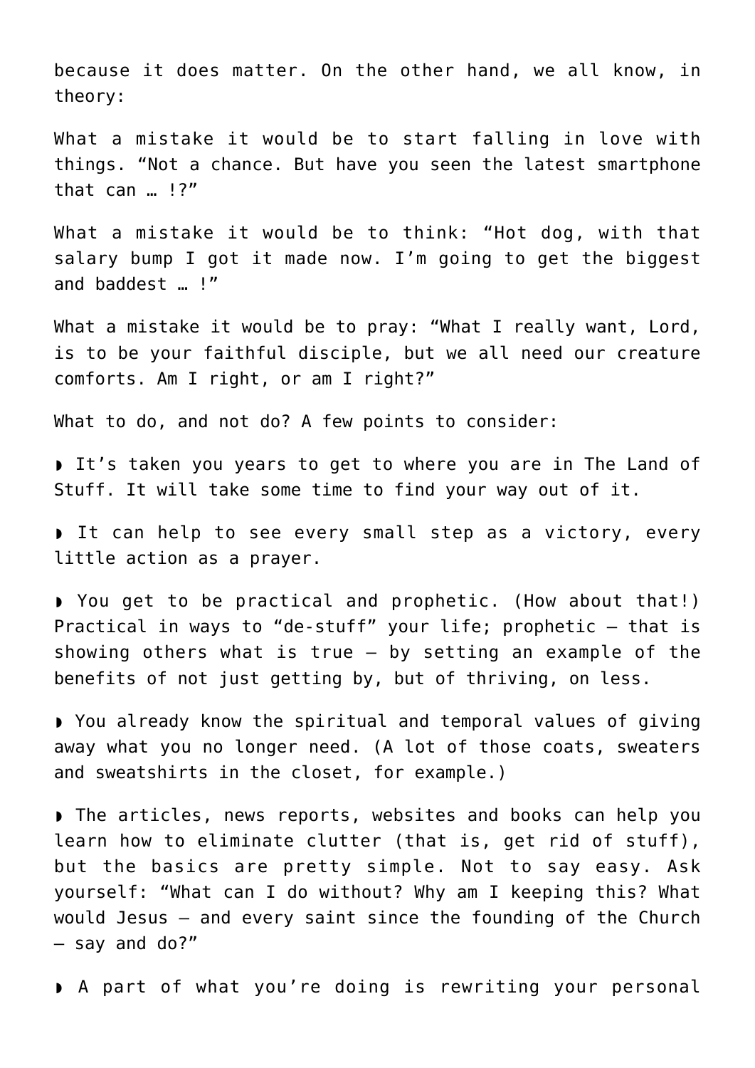because it does matter. On the other hand, we all know, in theory:

What a mistake it would be to start falling in love with things. “Not a chance. But have you seen the latest smartphone that can … !?”

What a mistake it would be to think: “Hot dog, with that salary bump I got it made now. I’m going to get the biggest and baddest … !”

What a mistake it would be to pray: “What I really want, Lord, is to be your faithful disciple, but we all need our creature comforts. Am I right, or am I right?”

What to do, and not do? A few points to consider:

◗ It’s taken you years to get to where you are in The Land of Stuff. It will take some time to find your way out of it.

◗ It can help to see every small step as a victory, every little action as a prayer.

◗ You get to be practical and prophetic. (How about that!) Practical in ways to “de-stuff” your life; prophetic — that is showing others what is true — by setting an example of the benefits of not just getting by, but of thriving, on less.

◗ You already know the spiritual and temporal values of giving away what you no longer need. (A lot of those coats, sweaters and sweatshirts in the closet, for example.)

◗ The articles, news reports, websites and books can help you learn how to eliminate clutter (that is, get rid of stuff), but the basics are pretty simple. Not to say easy. Ask yourself: “What can I do without? Why am I keeping this? What would Jesus — and every saint since the founding of the Church — say and do?”

◗ A part of what you’re doing is rewriting your personal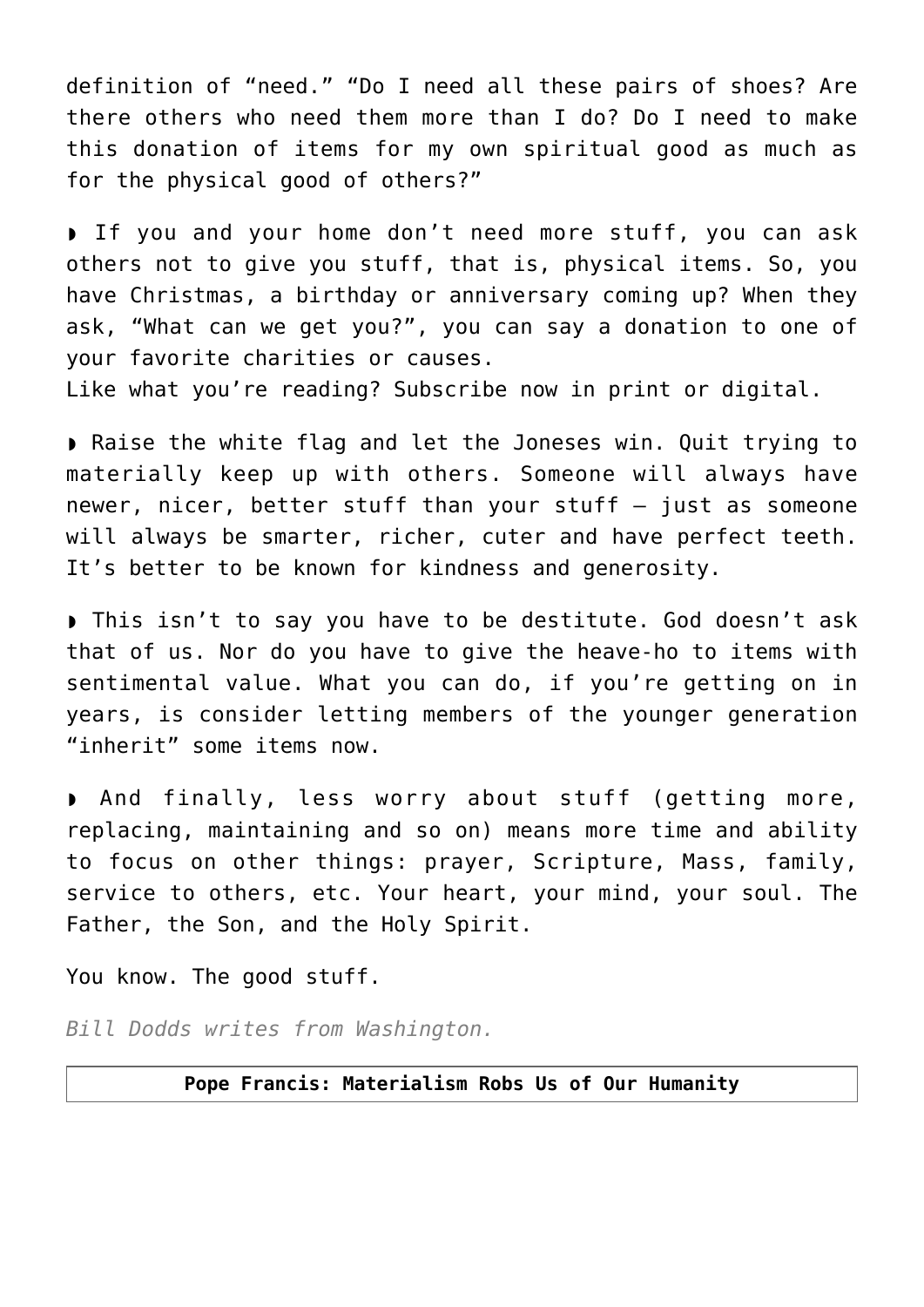definition of "need." "Do I need all these pairs of shoes? Are there others who need them more than I do? Do I need to make this donation of items for my own spiritual good as much as for the physical good of others?"

◗ If you and your home don't need more stuff, you can ask others not to give you stuff, that is, physical items. So, you have Christmas, a birthday or anniversary coming up? When they ask, "What can we get you?", you can say a donation to one of your favorite charities or causes.
Like what you're reading? Subscribe now in print or digital.

◗ Raise the white flag and let the Joneses win. Quit trying to materially keep up with others. Someone will always have newer, nicer, better stuff than your stuff — just as someone will always be smarter, richer, cuter and have perfect teeth. It's better to be known for kindness and generosity.

◗ This isn't to say you have to be destitute. God doesn't ask that of us. Nor do you have to give the heave-ho to items with sentimental value. What you can do, if you're getting on in years, is consider letting members of the younger generation "inherit" some items now.

◗ And finally, less worry about stuff (getting more, replacing, maintaining and so on) means more time and ability to focus on other things: prayer, Scripture, Mass, family, service to others, etc. Your heart, your mind, your soul. The Father, the Son, and the Holy Spirit.

You know. The good stuff.

*Bill Dodds writes from Washington.*

**Pope Francis: Materialism Robs Us of Our Humanity**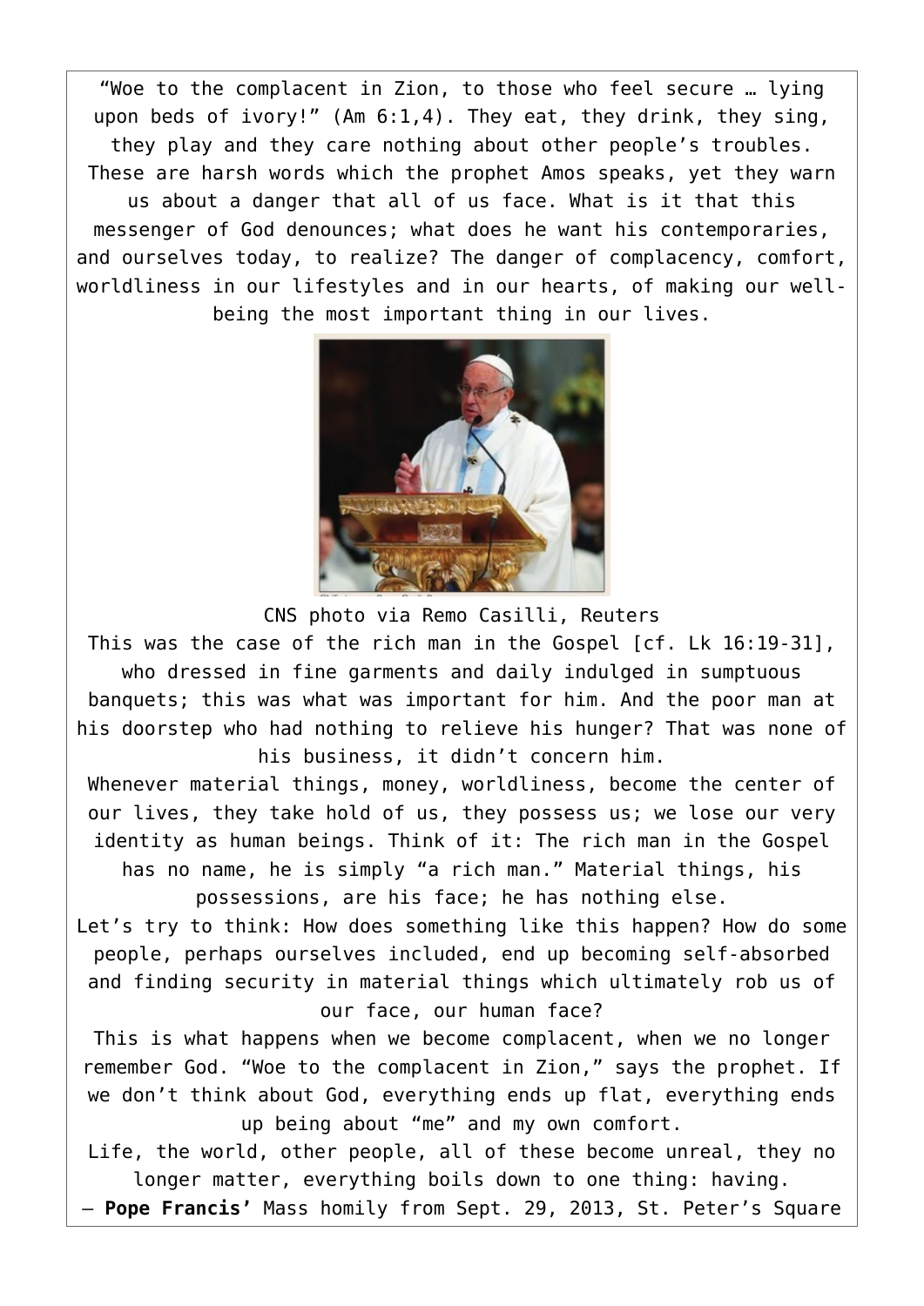“Woe to the complacent in Zion, to those who feel secure … lying upon beds of ivory!” (Am 6:1,4). They eat, they drink, they sing, they play and they care nothing about other people’s troubles. These are harsh words which the prophet Amos speaks, yet they warn us about a danger that all of us face. What is it that this messenger of God denounces; what does he want his contemporaries, and ourselves today, to realize? The danger of complacency, comfort, worldliness in our lifestyles and in our hearts, of making our well-being the most important thing in our lives.

CNS photo via Remo Casilli, Reuters

This was the case of the rich man in the Gospel [cf. Lk 16:19-31], who dressed in fine garments and daily indulged in sumptuous banquets; this was what was important for him. And the poor man at his doorstep who had nothing to relieve his hunger? That was none of his business, it didn’t concern him.

Whenever material things, money, worldliness, become the center of our lives, they take hold of us, they possess us; we lose our very identity as human beings. Think of it: The rich man in the Gospel has no name, he is simply “a rich man.” Material things, his possessions, are his face; he has nothing else.

Let’s try to think: How does something like this happen? How do some people, perhaps ourselves included, end up becoming self-absorbed and finding security in material things which ultimately rob us of our face, our human face?

This is what happens when we become complacent, when we no longer remember God. “Woe to the complacent in Zion,” says the prophet. If we don’t think about God, everything ends up flat, everything ends up being about “me” and my own comfort.

Life, the world, other people, all of these become unreal, they no longer matter, everything boils down to one thing: having.

— **Pope Francis’** Mass homily from Sept. 29, 2013, St. Peter’s Square